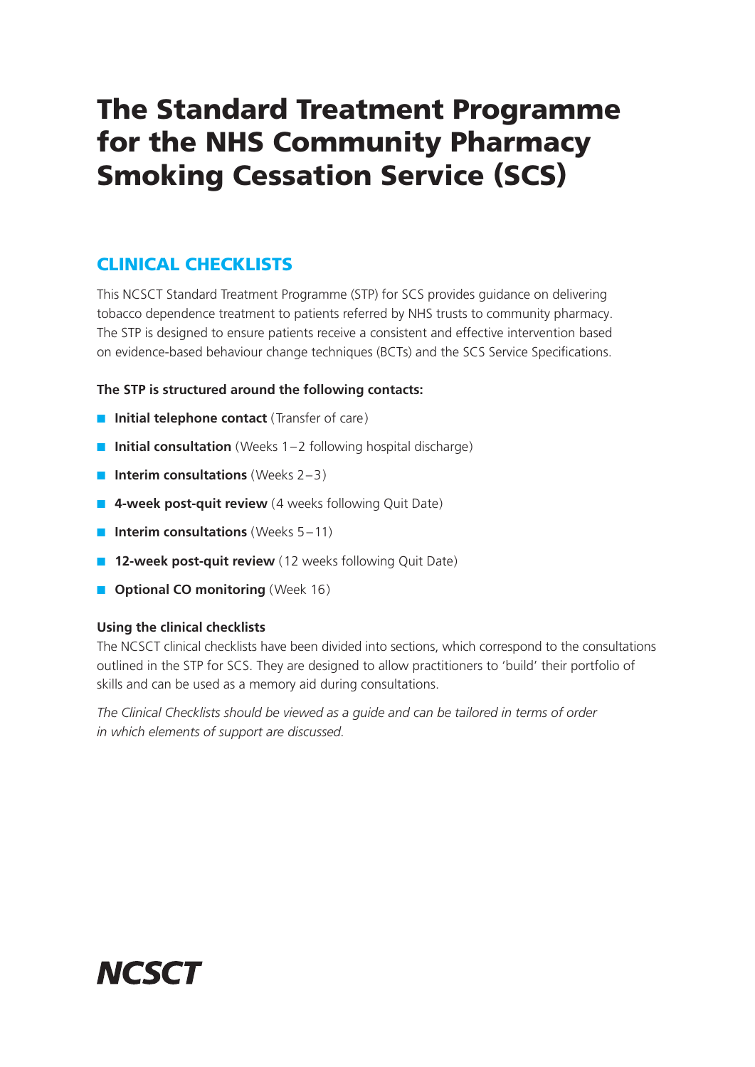# The Standard Treatment Programme for the NHS Community Pharmacy Smoking Cessation Service (SCS)

## CLINICAL CHECKLISTS

This NCSCT Standard Treatment Programme (STP) for SCS provides guidance on delivering tobacco dependence treatment to patients referred by NHS trusts to community pharmacy. The STP is designed to ensure patients receive a consistent and effective intervention based on evidence-based behaviour change techniques (BCTs) and the SCS Service Specifications.

**The STP is structured around the following contacts:**

- **Initial telephone contact** (Transfer of care)
- **Initial consultation** (Weeks 1–2 following hospital discharge)
- **Interim consultations** (Weeks 2–3)
- **4-week post-quit review** (4 weeks following Quit Date)
- **Interim consultations** (Weeks 5–11)
- **12-week post-quit review** (12 weeks following Quit Date)
- **Optional CO monitoring** (Week 16)

**Using the clinical checklists**

The NCSCT clinical checklists have been divided into sections, which correspond to the consultations outlined in the STP for SCS. They are designed to allow practitioners to 'build' their portfolio of skills and can be used as a memory aid during consultations.

*The Clinical Checklists should be viewed as a guide and can be tailored in terms of order in which elements of support are discussed.*

NCSCT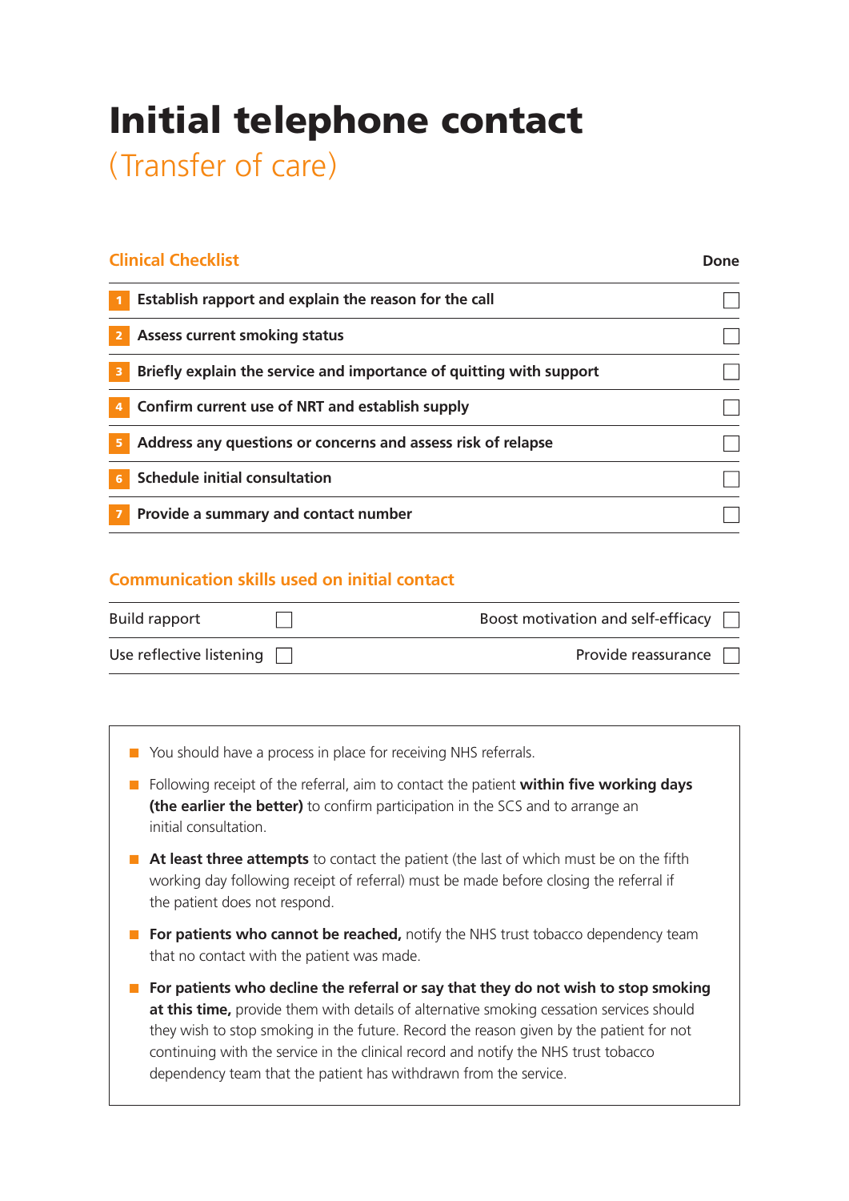# Initial telephone contact

## (Transfer of care)

| Clinical Checklist | Done |
| --- | --- |
| 1 Establish rapport and explain the reason for the call | ☐ |
| 2 Assess current smoking status | ☐ |
| 3 Briefly explain the service and importance of quitting with support | ☐ |
| 4 Confirm current use of NRT and establish supply | ☐ |
| 5 Address any questions or concerns and assess risk of relapse | ☐ |
| 6 Schedule initial consultation | ☐ |
| 7 Provide a summary and contact number | ☐ |

### Communication skills used on initial contact

| | | | |
| --- | --- | --- | --- |
| Build rapport | ☐ | Boost motivation and self-efficacy | ☐ |
| Use reflective listening | ☐ | Provide reassurance | ☐ |

- You should have a process in place for receiving NHS referrals.
- Following receipt of the referral, aim to contact the patient **within five working days (the earlier the better)** to confirm participation in the SCS and to arrange an initial consultation.
- **At least three attempts** to contact the patient (the last of which must be on the fifth working day following receipt of referral) must be made before closing the referral if the patient does not respond.
- **For patients who cannot be reached,** notify the NHS trust tobacco dependency team that no contact with the patient was made.
- **For patients who decline the referral or say that they do not wish to stop smoking at this time,** provide them with details of alternative smoking cessation services should they wish to stop smoking in the future. Record the reason given by the patient for not continuing with the service in the clinical record and notify the NHS trust tobacco dependency team that the patient has withdrawn from the service.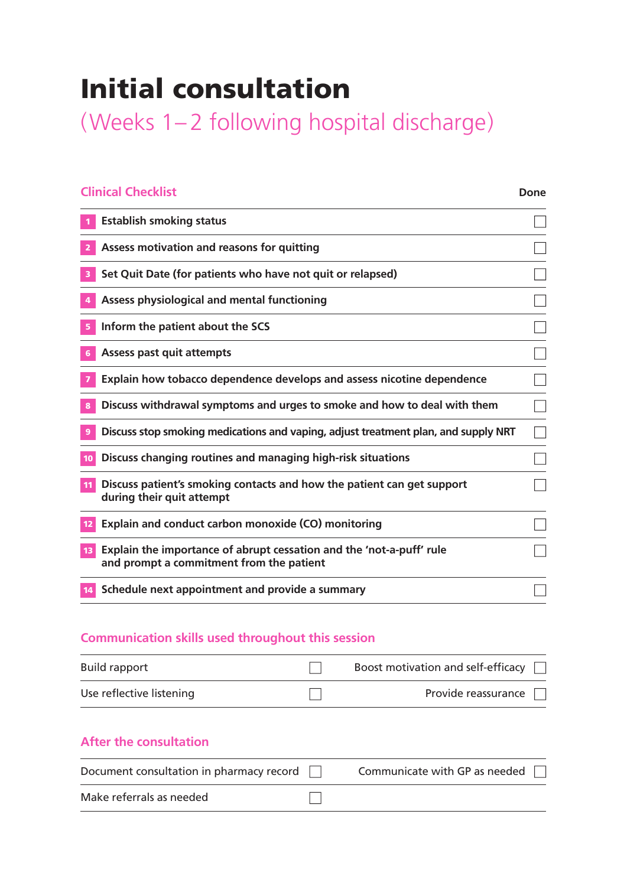# Initial consultation

## (Weeks 1–2 following hospital discharge)

| Clinical Checklist | Done |
|---|---|
| 1 Establish smoking status | ☐ |
| 2 Assess motivation and reasons for quitting | ☐ |
| 3 Set Quit Date (for patients who have not quit or relapsed) | ☐ |
| 4 Assess physiological and mental functioning | ☐ |
| 5 Inform the patient about the SCS | ☐ |
| 6 Assess past quit attempts | ☐ |
| 7 Explain how tobacco dependence develops and assess nicotine dependence | ☐ |
| 8 Discuss withdrawal symptoms and urges to smoke and how to deal with them | ☐ |
| 9 Discuss stop smoking medications and vaping, adjust treatment plan, and supply NRT | ☐ |
| 10 Discuss changing routines and managing high-risk situations | ☐ |
| 11 Discuss patient's smoking contacts and how the patient can get support during their quit attempt | ☐ |
| 12 Explain and conduct carbon monoxide (CO) monitoring | ☐ |
| 13 Explain the importance of abrupt cessation and the 'not-a-puff' rule and prompt a commitment from the patient | ☐ |
| 14 Schedule next appointment and provide a summary | ☐ |

### Communication skills used throughout this session

| | | | |
|---|---|---|---|
| Build rapport | ☐ | Boost motivation and self-efficacy | ☐ |
| Use reflective listening | ☐ | Provide reassurance | ☐ |

### After the consultation

| | | | |
|---|---|---|---|
| Document consultation in pharmacy record | ☐ | Communicate with GP as needed | ☐ |
| Make referrals as needed | ☐ | | |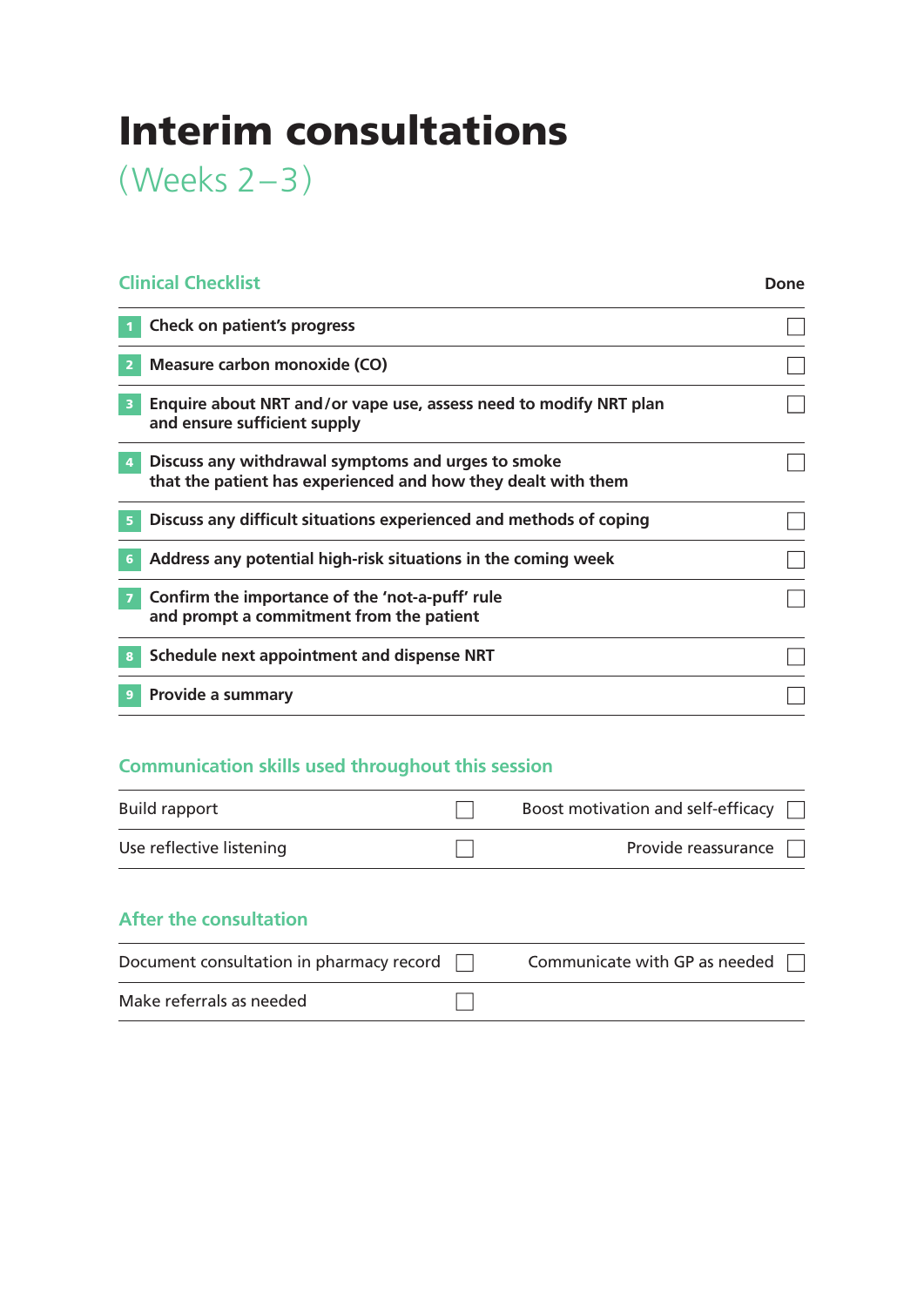# Interim consultations

## (Weeks 2–3)

### Clinical Checklist

| # | Item | Done |
|---|---|---|
| 1 | **Check on patient's progress** | ☐ |
| 2 | **Measure carbon monoxide (CO)** | ☐ |
| 3 | **Enquire about NRT and/or vape use, assess need to modify NRT plan and ensure sufficient supply** | ☐ |
| 4 | **Discuss any withdrawal symptoms and urges to smoke that the patient has experienced and how they dealt with them** | ☐ |
| 5 | **Discuss any difficult situations experienced and methods of coping** | ☐ |
| 6 | **Address any potential high-risk situations in the coming week** | ☐ |
| 7 | **Confirm the importance of the 'not-a-puff' rule and prompt a commitment from the patient** | ☐ |
| 8 | **Schedule next appointment and dispense NRT** | ☐ |
| 9 | **Provide a summary** | ☐ |

### Communication skills used throughout this session

| | | | |
|---|---|---|---|
| Build rapport | ☐ | Boost motivation and self-efficacy | ☐ |
| Use reflective listening | ☐ | Provide reassurance | ☐ |

### After the consultation

| | | | |
|---|---|---|---|
| Document consultation in pharmacy record | ☐ | Communicate with GP as needed | ☐ |
| Make referrals as needed | ☐ | | |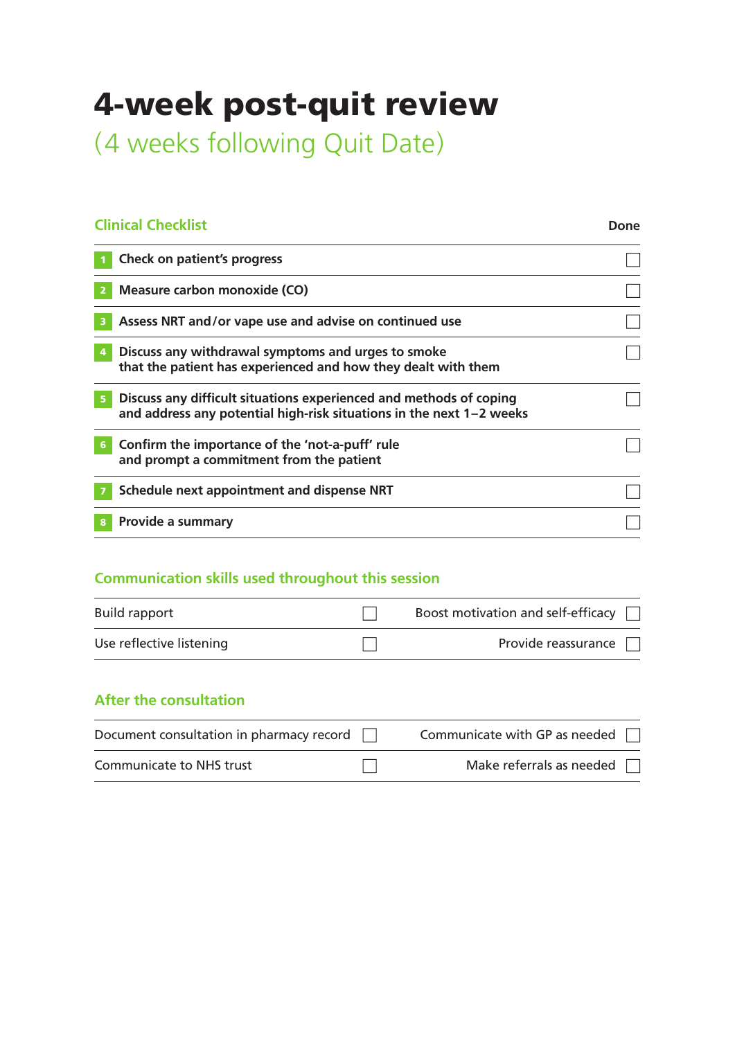# 4-week post-quit review

## (4 weeks following Quit Date)

### Clinical Checklist

| | | Done |
|---|---|---|
| 1 | Check on patient's progress | ☐ |
| 2 | Measure carbon monoxide (CO) | ☐ |
| 3 | Assess NRT and/or vape use and advise on continued use | ☐ |
| 4 | Discuss any withdrawal symptoms and urges to smoke that the patient has experienced and how they dealt with them | ☐ |
| 5 | Discuss any difficult situations experienced and methods of coping and address any potential high-risk situations in the next 1–2 weeks | ☐ |
| 6 | Confirm the importance of the 'not-a-puff' rule and prompt a commitment from the patient | ☐ |
| 7 | Schedule next appointment and dispense NRT | ☐ |
| 8 | Provide a summary | ☐ |

### Communication skills used throughout this session

| | | | |
|---|---|---|---|
| Build rapport | ☐ | Boost motivation and self-efficacy | ☐ |
| Use reflective listening | ☐ | Provide reassurance | ☐ |

### After the consultation

| | | | |
|---|---|---|---|
| Document consultation in pharmacy record | ☐ | Communicate with GP as needed | ☐ |
| Communicate to NHS trust | ☐ | Make referrals as needed | ☐ |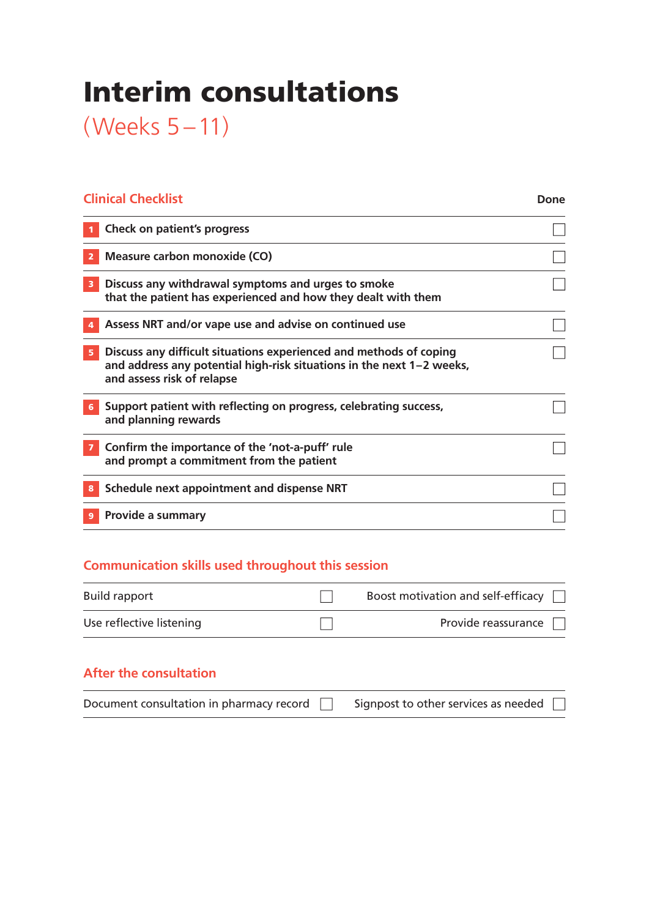# Interim consultations

## (Weeks 5 – 11)

### Clinical Checklist

| # | Item | Done |
|---|---|---|
| 1 | Check on patient's progress | ☐ |
| 2 | Measure carbon monoxide (CO) | ☐ |
| 3 | Discuss any withdrawal symptoms and urges to smoke that the patient has experienced and how they dealt with them | ☐ |
| 4 | Assess NRT and/or vape use and advise on continued use | ☐ |
| 5 | Discuss any difficult situations experienced and methods of coping and address any potential high-risk situations in the next 1–2 weeks, and assess risk of relapse | ☐ |
| 6 | Support patient with reflecting on progress, celebrating success, and planning rewards | ☐ |
| 7 | Confirm the importance of the 'not-a-puff' rule and prompt a commitment from the patient | ☐ |
| 8 | Schedule next appointment and dispense NRT | ☐ |
| 9 | Provide a summary | ☐ |

### Communication skills used throughout this session

| | | | |
|---|---|---|---|
| Build rapport | ☐ | Boost motivation and self-efficacy | ☐ |
| Use reflective listening | ☐ | Provide reassurance | ☐ |

### After the consultation

| | | | |
|---|---|---|---|
| Document consultation in pharmacy record | ☐ | Signpost to other services as needed | ☐ |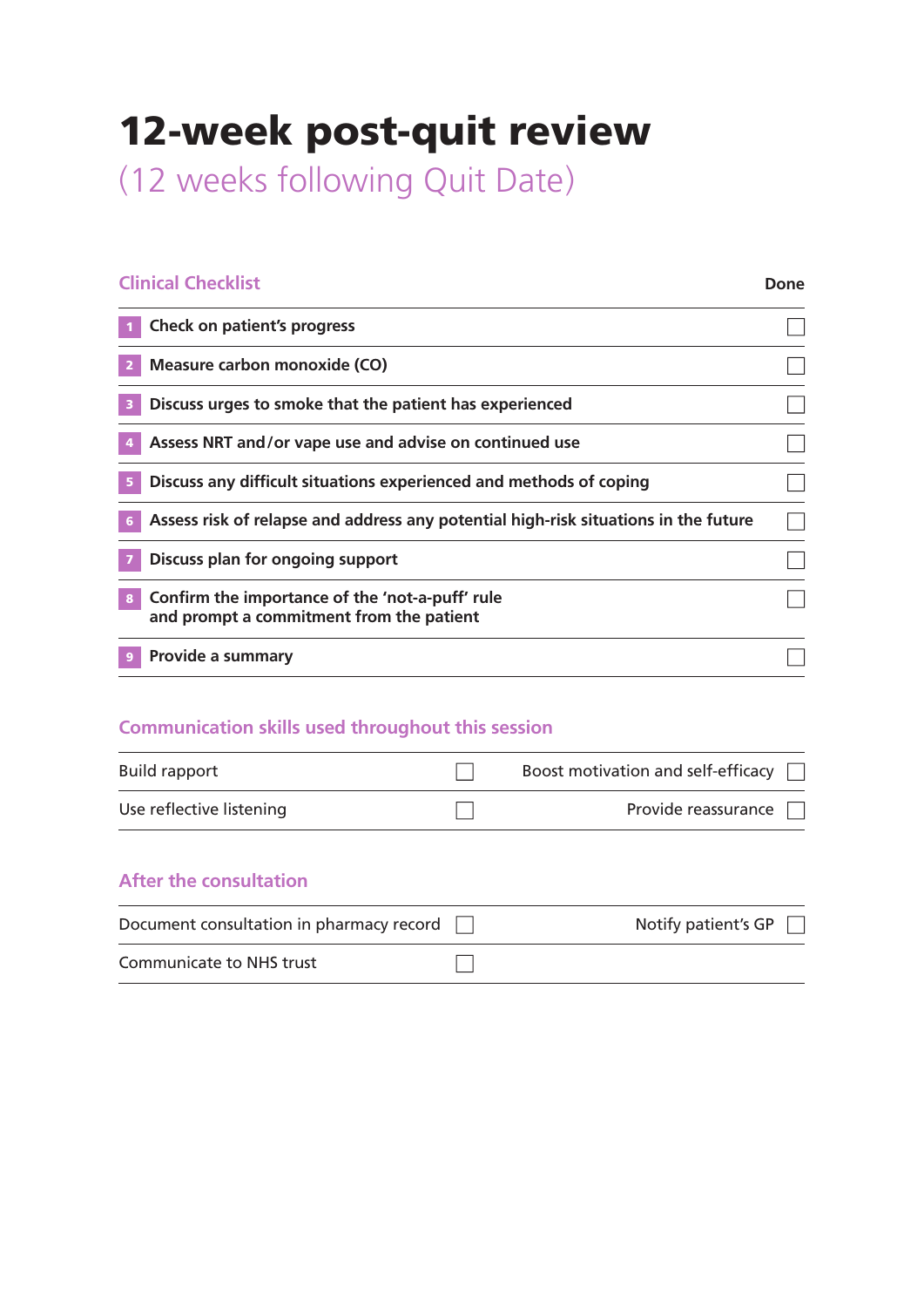# 12-week post-quit review

## (12 weeks following Quit Date)

### Clinical Checklist

| | | Done |
|---|---|---|
| 1 | Check on patient's progress | ☐ |
| 2 | Measure carbon monoxide (CO) | ☐ |
| 3 | Discuss urges to smoke that the patient has experienced | ☐ |
| 4 | Assess NRT and/or vape use and advise on continued use | ☐ |
| 5 | Discuss any difficult situations experienced and methods of coping | ☐ |
| 6 | Assess risk of relapse and address any potential high-risk situations in the future | ☐ |
| 7 | Discuss plan for ongoing support | ☐ |
| 8 | Confirm the importance of the 'not-a-puff' rule and prompt a commitment from the patient | ☐ |
| 9 | Provide a summary | ☐ |

### Communication skills used throughout this session

| | | | |
|---|---|---|---|
| Build rapport | ☐ | Boost motivation and self-efficacy | ☐ |
| Use reflective listening | ☐ | Provide reassurance | ☐ |

### After the consultation

| | | | |
|---|---|---|---|
| Document consultation in pharmacy record | ☐ | Notify patient's GP | ☐ |
| Communicate to NHS trust | ☐ | | |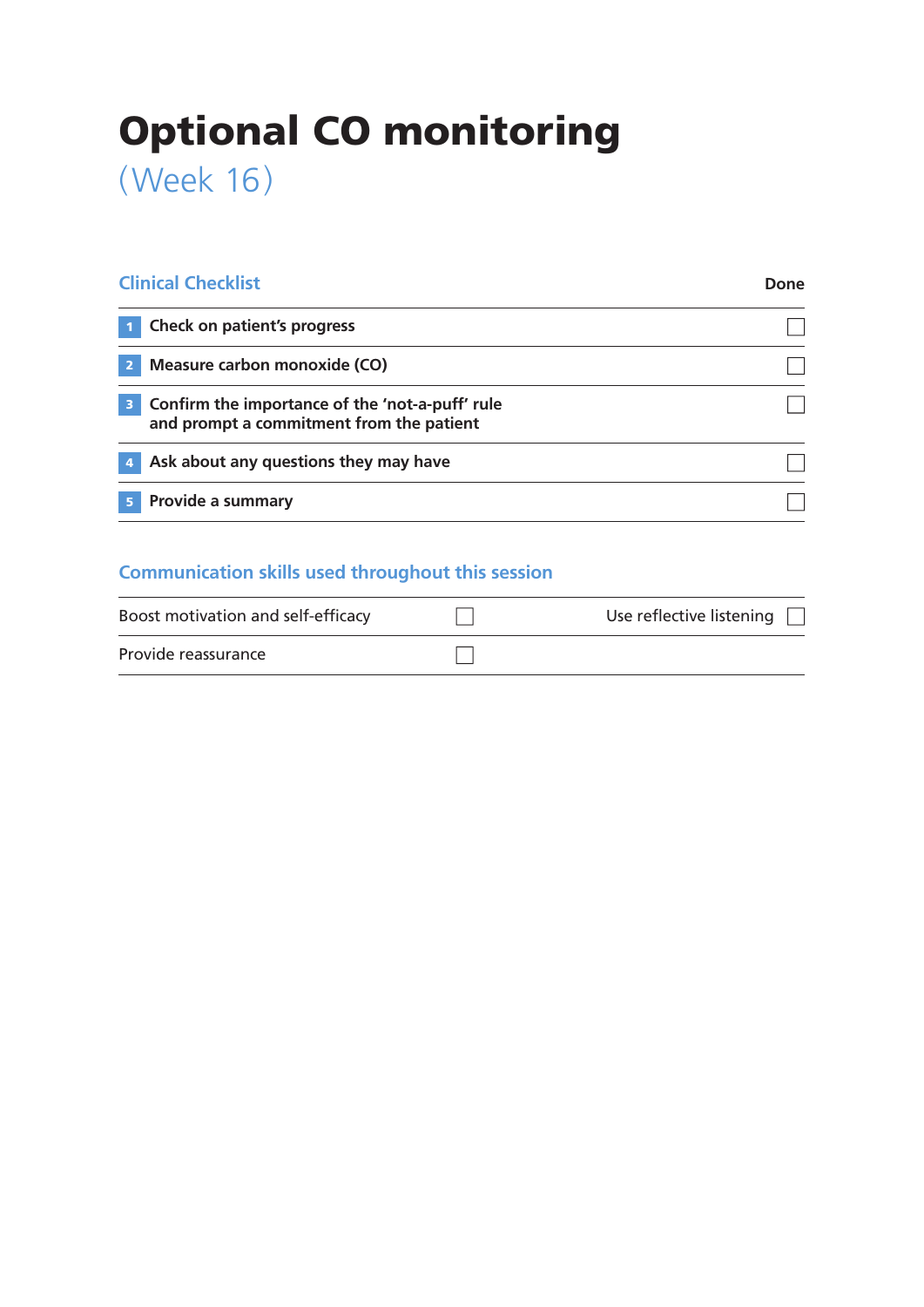# Optional CO monitoring

## (Week 16)

### Clinical Checklist

| | | Done |
|---|---|---|
| 1 | **Check on patient's progress** | ☐ |
| 2 | **Measure carbon monoxide (CO)** | ☐ |
| 3 | **Confirm the importance of the 'not-a-puff' rule and prompt a commitment from the patient** | ☐ |
| 4 | **Ask about any questions they may have** | ☐ |
| 5 | **Provide a summary** | ☐ |

### Communication skills used throughout this session

| | | | |
|---|---|---|---|
| Boost motivation and self-efficacy | ☐ | Use reflective listening | ☐ |
| Provide reassurance | ☐ | | |